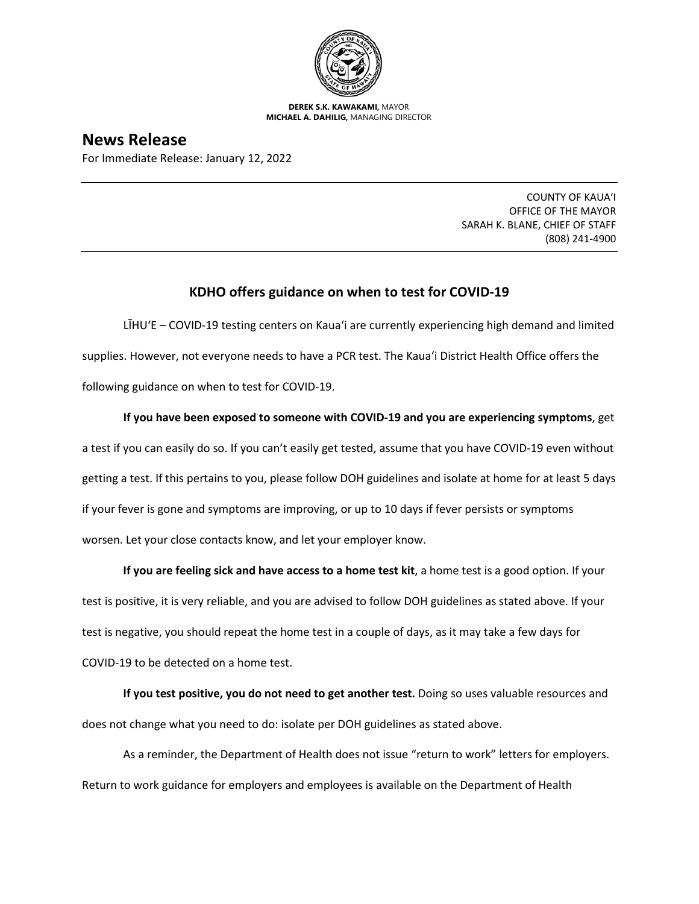**DEREK S.K. KAWAKAMI,** MAYOR
**MICHAEL A. DAHILIG,** MANAGING DIRECTOR

# News Release

For Immediate Release: January 12, 2022

COUNTY OF KAUAʻI
OFFICE OF THE MAYOR
SARAH K. BLANE, CHIEF OF STAFF
(808) 241-4900

## KDHO offers guidance on when to test for COVID-19

LĪHUʻE – COVID-19 testing centers on Kauaʻi are currently experiencing high demand and limited supplies. However, not everyone needs to have a PCR test. The Kauaʻi District Health Office offers the following guidance on when to test for COVID-19.

**If you have been exposed to someone with COVID-19 and you are experiencing symptoms**, get a test if you can easily do so. If you can't easily get tested, assume that you have COVID-19 even without getting a test. If this pertains to you, please follow DOH guidelines and isolate at home for at least 5 days if your fever is gone and symptoms are improving, or up to 10 days if fever persists or symptoms worsen. Let your close contacts know, and let your employer know.

**If you are feeling sick and have access to a home test kit**, a home test is a good option. If your test is positive, it is very reliable, and you are advised to follow DOH guidelines as stated above. If your test is negative, you should repeat the home test in a couple of days, as it may take a few days for COVID-19 to be detected on a home test.

**If you test positive, you do not need to get another test.** Doing so uses valuable resources and does not change what you need to do: isolate per DOH guidelines as stated above.

As a reminder, the Department of Health does not issue "return to work" letters for employers. Return to work guidance for employers and employees is available on the Department of Health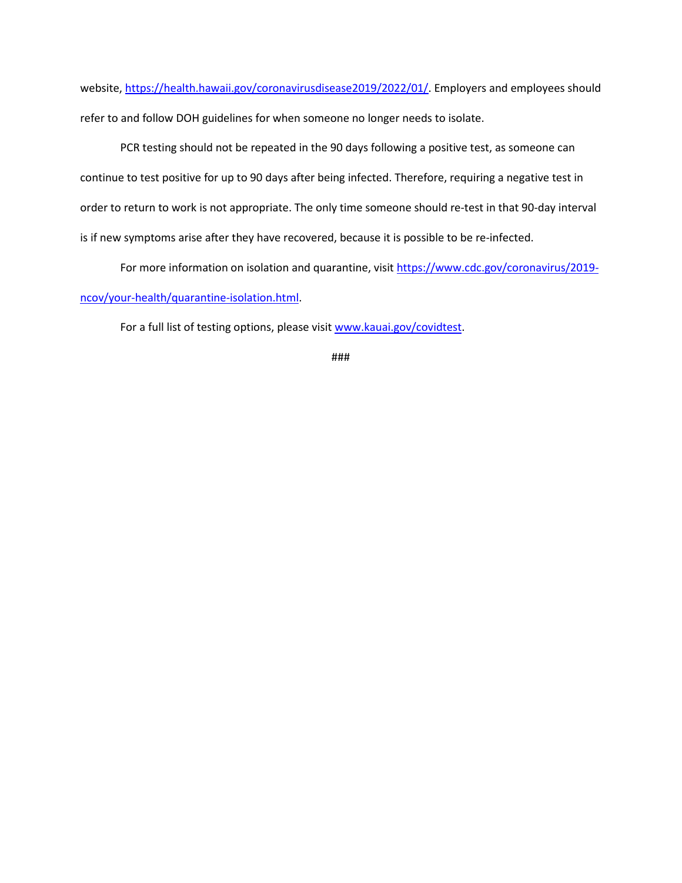website, https://health.hawaii.gov/coronavirusdisease2019/2022/01/. Employers and employees should refer to and follow DOH guidelines for when someone no longer needs to isolate.

PCR testing should not be repeated in the 90 days following a positive test, as someone can continue to test positive for up to 90 days after being infected. Therefore, requiring a negative test in order to return to work is not appropriate. The only time someone should re-test in that 90-day interval is if new symptoms arise after they have recovered, because it is possible to be re-infected.

For more information on isolation and quarantine, visit https://www.cdc.gov/coronavirus/2019-ncov/your-health/quarantine-isolation.html.

For a full list of testing options, please visit www.kauai.gov/covidtest.

###